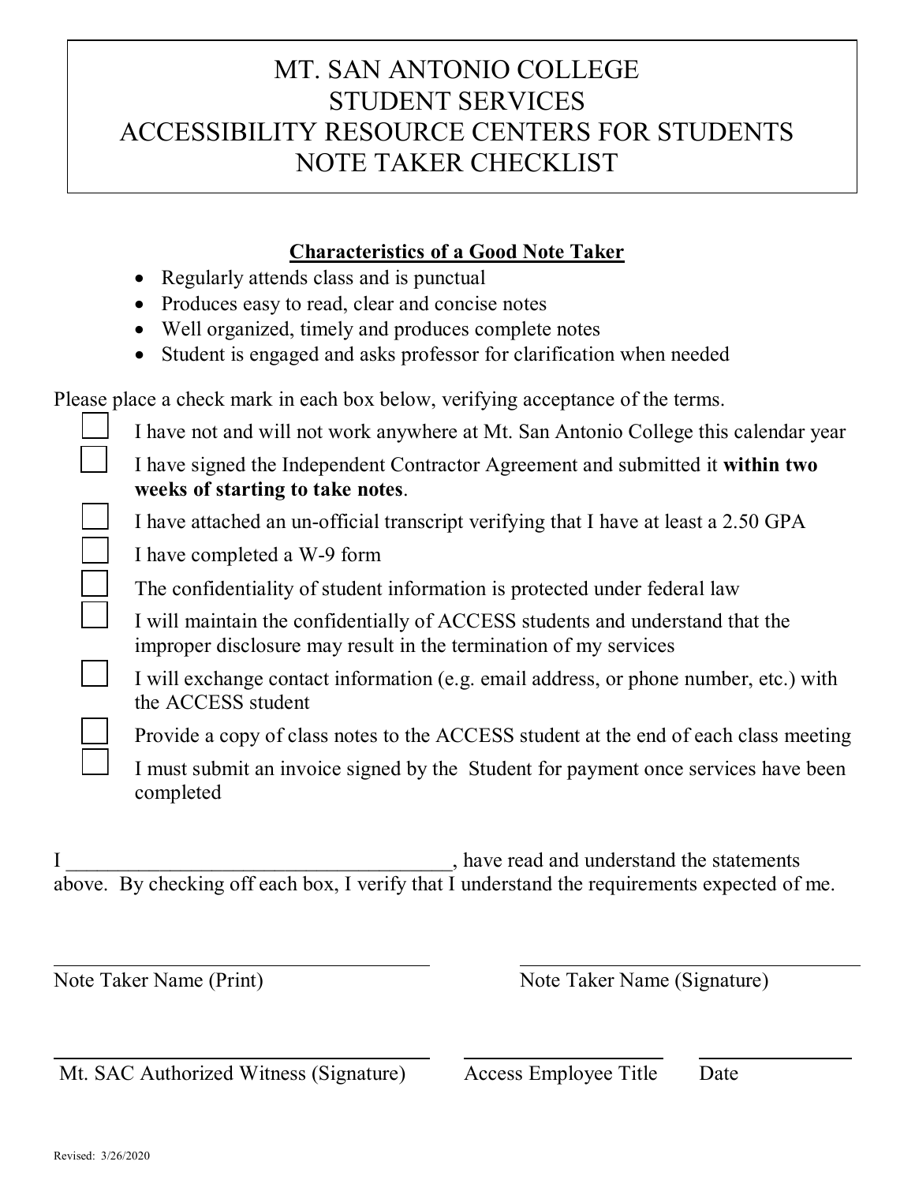# MT. SAN ANTONIO COLLEGE
# STUDENT SERVICES
# ACCESSIBILITY RESOURCE CENTERS FOR STUDENTS
# NOTE TAKER CHECKLIST

## Characteristics of a Good Note Taker

- Regularly attends class and is punctual
- Produces easy to read, clear and concise notes
- Well organized, timely and produces complete notes
- Student is engaged and asks professor for clarification when needed

Please place a check mark in each box below, verifying acceptance of the terms.

- [ ] I have not and will not work anywhere at Mt. San Antonio College this calendar year
- [ ] I have signed the Independent Contractor Agreement and submitted it **within two weeks of starting to take notes**.
- [ ] I have attached an un-official transcript verifying that I have at least a 2.50 GPA
- [ ] I have completed a W-9 form
- [ ] The confidentiality of student information is protected under federal law
- [ ] I will maintain the confidentially of ACCESS students and understand that the improper disclosure may result in the termination of my services
- [ ] I will exchange contact information (e.g. email address, or phone number, etc.) with the ACCESS student
- [ ] Provide a copy of class notes to the ACCESS student at the end of each class meeting
- [ ] I must submit an invoice signed by the Student for payment once services have been completed

I ______________________________________, have read and understand the statements above. By checking off each box, I verify that I understand the requirements expected of me.

______________________________ Note Taker Name (Print)

______________________________ Note Taker Name (Signature)

______________________________ Mt. SAC Authorized Witness (Signature)

______________________________ Access Employee Title

______________________________ Date

Revised: 3/26/2020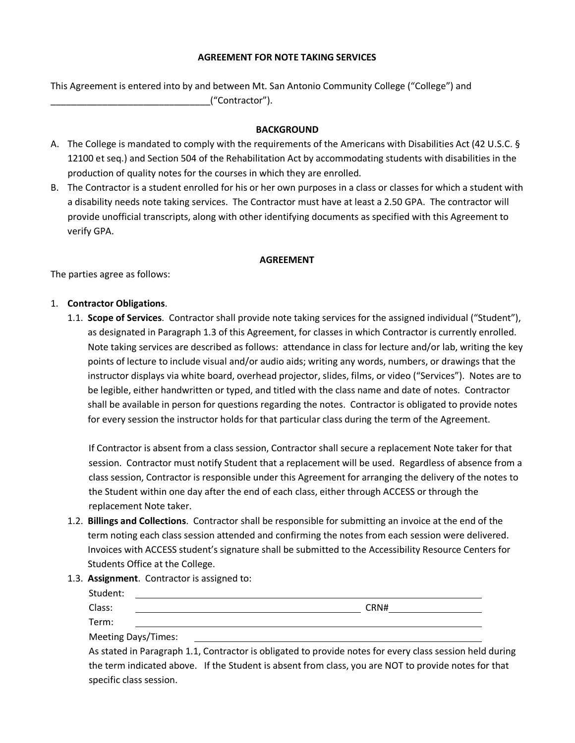# AGREEMENT FOR NOTE TAKING SERVICES

This Agreement is entered into by and between Mt. San Antonio Community College ("College") and _______________________________("Contractor").

## BACKGROUND

A. The College is mandated to comply with the requirements of the Americans with Disabilities Act (42 U.S.C. § 12100 et seq.) and Section 504 of the Rehabilitation Act by accommodating students with disabilities in the production of quality notes for the courses in which they are enrolled.

B. The Contractor is a student enrolled for his or her own purposes in a class or classes for which a student with a disability needs note taking services. The Contractor must have at least a 2.50 GPA. The contractor will provide unofficial transcripts, along with other identifying documents as specified with this Agreement to verify GPA.

## AGREEMENT

The parties agree as follows:

1. **Contractor Obligations**.

   1.1. **Scope of Services**. Contractor shall provide note taking services for the assigned individual ("Student"), as designated in Paragraph 1.3 of this Agreement, for classes in which Contractor is currently enrolled. Note taking services are described as follows: attendance in class for lecture and/or lab, writing the key points of lecture to include visual and/or audio aids; writing any words, numbers, or drawings that the instructor displays via white board, overhead projector, slides, films, or video ("Services"). Notes are to be legible, either handwritten or typed, and titled with the class name and date of notes. Contractor shall be available in person for questions regarding the notes. Contractor is obligated to provide notes for every session the instructor holds for that particular class during the term of the Agreement.

   If Contractor is absent from a class session, Contractor shall secure a replacement Note taker for that session. Contractor must notify Student that a replacement will be used. Regardless of absence from a class session, Contractor is responsible under this Agreement for arranging the delivery of the notes to the Student within one day after the end of each class, either through ACCESS or through the replacement Note taker.

   1.2. **Billings and Collections**. Contractor shall be responsible for submitting an invoice at the end of the term noting each class session attended and confirming the notes from each session were delivered. Invoices with ACCESS student's signature shall be submitted to the Accessibility Resource Centers for Students Office at the College.

   1.3. **Assignment**. Contractor is assigned to:

   Student: _______________________________________________

   Class: _______________________________ CRN#_______________

   Term: _______________________________________________

   Meeting Days/Times: _______________________________________

   As stated in Paragraph 1.1, Contractor is obligated to provide notes for every class session held during the term indicated above. If the Student is absent from class, you are NOT to provide notes for that specific class session.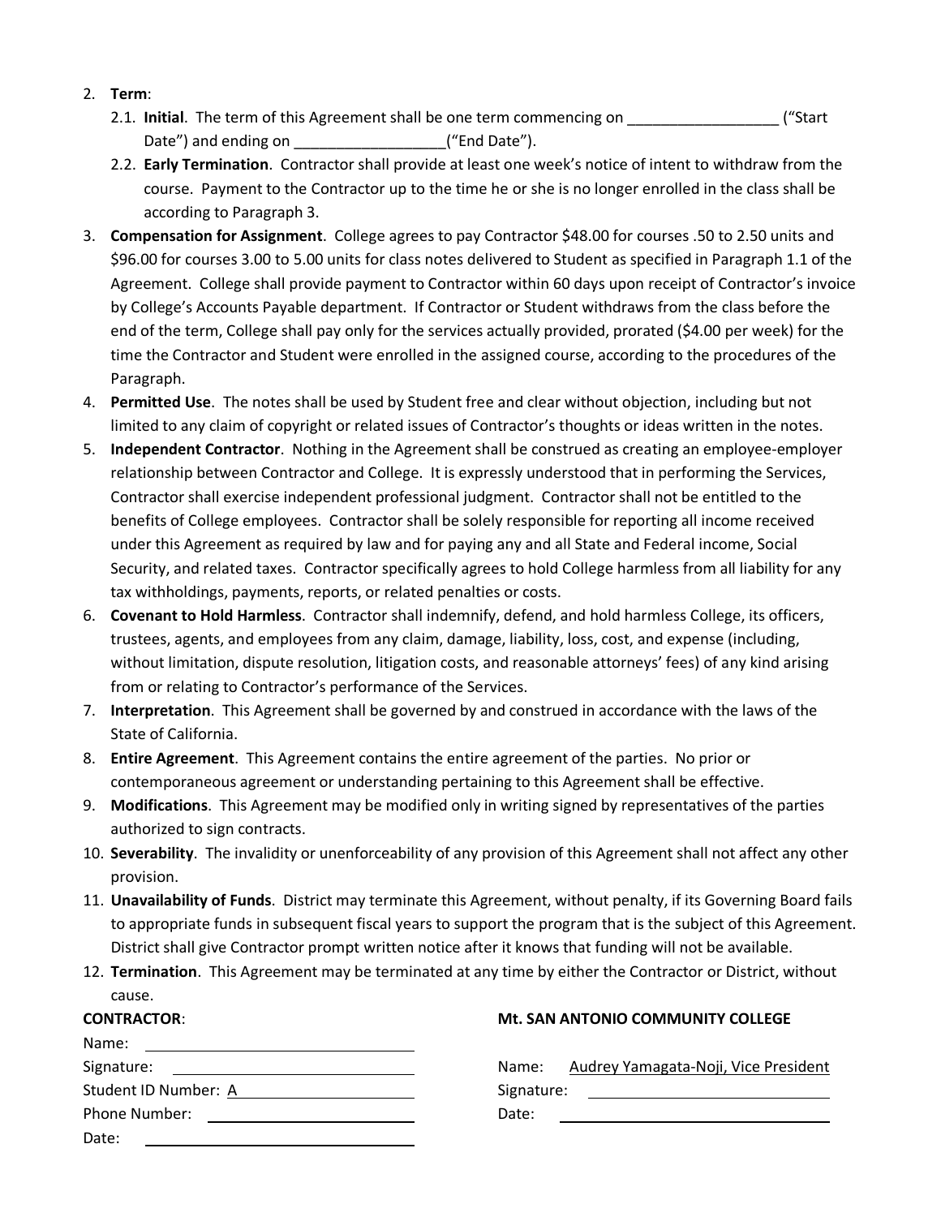2. **Term**:
   - 2.1. **Initial**. The term of this Agreement shall be one term commencing on __________________ ("Start Date") and ending on __________________("End Date").
   - 2.2. **Early Termination**. Contractor shall provide at least one week's notice of intent to withdraw from the course. Payment to the Contractor up to the time he or she is no longer enrolled in the class shall be according to Paragraph 3.
3. **Compensation for Assignment**. College agrees to pay Contractor $48.00 for courses .50 to 2.50 units and $96.00 for courses 3.00 to 5.00 units for class notes delivered to Student as specified in Paragraph 1.1 of the Agreement. College shall provide payment to Contractor within 60 days upon receipt of Contractor's invoice by College's Accounts Payable department. If Contractor or Student withdraws from the class before the end of the term, College shall pay only for the services actually provided, prorated ($4.00 per week) for the time the Contractor and Student were enrolled in the assigned course, according to the procedures of the Paragraph.
4. **Permitted Use**. The notes shall be used by Student free and clear without objection, including but not limited to any claim of copyright or related issues of Contractor's thoughts or ideas written in the notes.
5. **Independent Contractor**. Nothing in the Agreement shall be construed as creating an employee-employer relationship between Contractor and College. It is expressly understood that in performing the Services, Contractor shall exercise independent professional judgment. Contractor shall not be entitled to the benefits of College employees. Contractor shall be solely responsible for reporting all income received under this Agreement as required by law and for paying any and all State and Federal income, Social Security, and related taxes. Contractor specifically agrees to hold College harmless from all liability for any tax withholdings, payments, reports, or related penalties or costs.
6. **Covenant to Hold Harmless**. Contractor shall indemnify, defend, and hold harmless College, its officers, trustees, agents, and employees from any claim, damage, liability, loss, cost, and expense (including, without limitation, dispute resolution, litigation costs, and reasonable attorneys' fees) of any kind arising from or relating to Contractor's performance of the Services.
7. **Interpretation**. This Agreement shall be governed by and construed in accordance with the laws of the State of California.
8. **Entire Agreement**. This Agreement contains the entire agreement of the parties. No prior or contemporaneous agreement or understanding pertaining to this Agreement shall be effective.
9. **Modifications**. This Agreement may be modified only in writing signed by representatives of the parties authorized to sign contracts.
10. **Severability**. The invalidity or unenforceability of any provision of this Agreement shall not affect any other provision.
11. **Unavailability of Funds**. District may terminate this Agreement, without penalty, if its Governing Board fails to appropriate funds in subsequent fiscal years to support the program that is the subject of this Agreement. District shall give Contractor prompt written notice after it knows that funding will not be available.
12. **Termination**. This Agreement may be terminated at any time by either the Contractor or District, without cause.

**CONTRACTOR**:

Name: ______________________________

Signature: ______________________________

Student ID Number: A______________________________

Phone Number: ______________________________

Date: ______________________________

**Mt. SAN ANTONIO COMMUNITY COLLEGE**

Name: Audrey Yamagata-Noji, Vice President

Signature: ______________________________

Date: ______________________________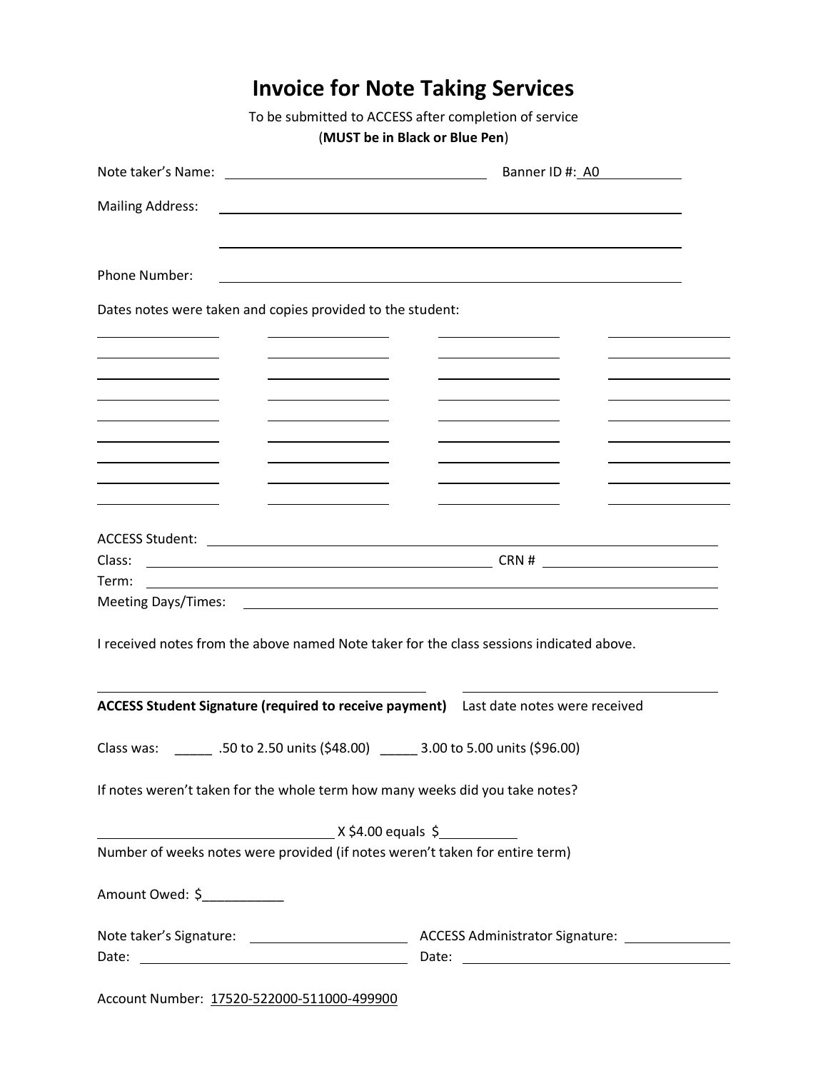# Invoice for Note Taking Services

To be submitted to ACCESS after completion of service
(**MUST be in Black or Blue Pen**)

Note taker's Name: ______________________________ Banner ID #: A0__________

Mailing Address: ____________________________________________________________

____________________________________________________________

Phone Number: ____________________________________________________________

Dates notes were taken and copies provided to the student:

| | | | |
|---|---|---|---|
| ________ | ________ | ________ | ________ |
| ________ | ________ | ________ | ________ |
| ________ | ________ | ________ | ________ |
| ________ | ________ | ________ | ________ |
| ________ | ________ | ________ | ________ |
| ________ | ________ | ________ | ________ |
| ________ | ________ | ________ | ________ |
| ________ | ________ | ________ | ________ |
| ________ | ________ | ________ | ________ |

ACCESS Student: ____________________________________________________________

Class: ________________________________________ CRN # ____________________

Term: ____________________________________________________________

Meeting Days/Times: ____________________________________________________________

I received notes from the above named Note taker for the class sessions indicated above.

______________________________ ______________________________

**ACCESS Student Signature (required to receive payment)** Last date notes were received

Class was: _____ .50 to 2.50 units ($48.00) _____ 3.00 to 5.00 units ($96.00)

If notes weren't taken for the whole term how many weeks did you take notes?

______________________________ X $4.00 equals $__________

Number of weeks notes were provided (if notes weren't taken for entire term)

Amount Owed: $___________

Note taker's Signature: ____________________ ACCESS Administrator Signature: ____________

Date: ______________________________ Date: ______________________________

Account Number: 17520-522000-511000-499900